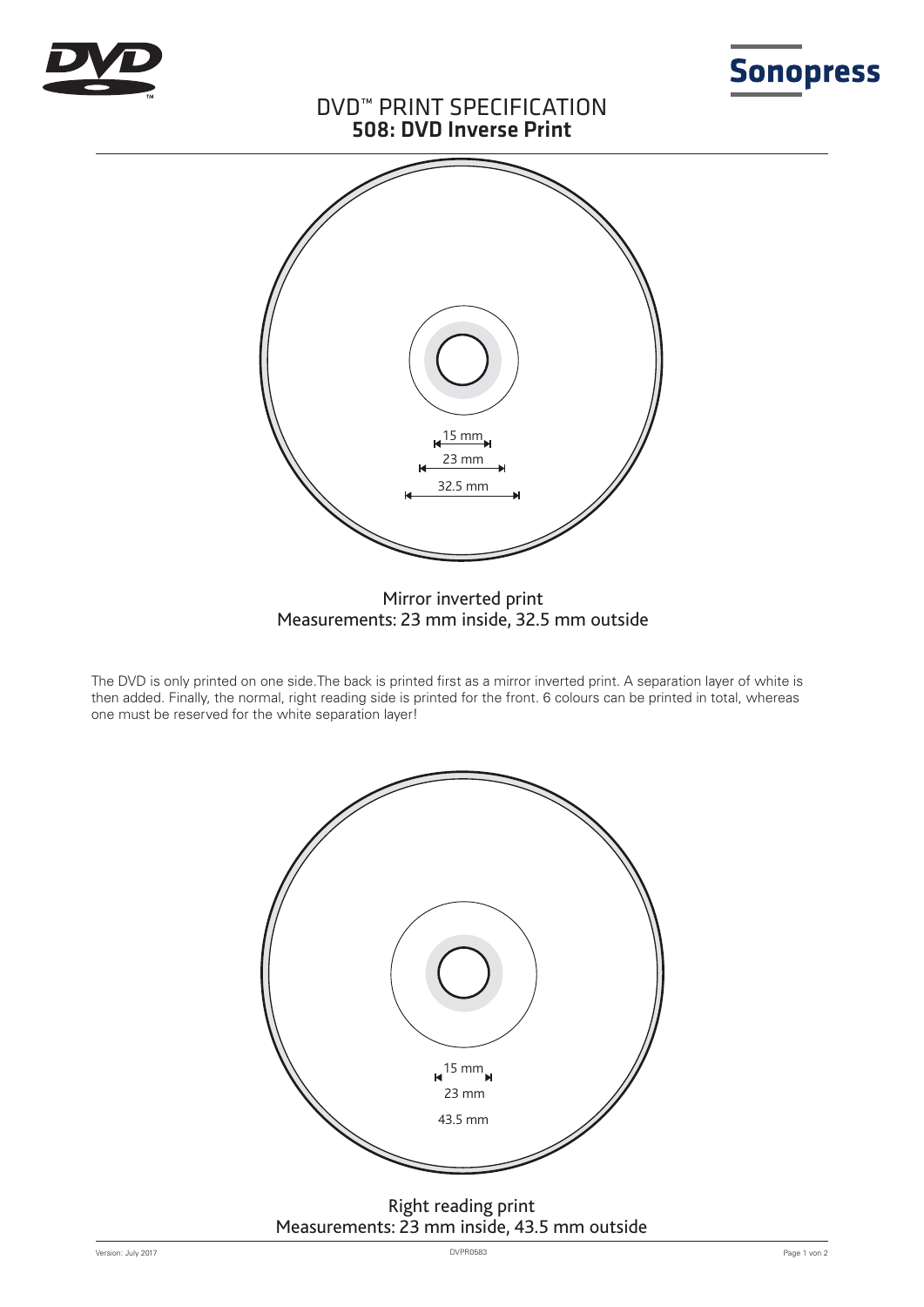# DVD™ PRINT SPECIFICATION

## 508: DVD Inverse Print

15 mm

23 mm

32.5 mm

Mirror inverted print
Measurements: 23 mm inside, 32.5 mm outside

The DVD is only printed on one side.The back is printed first as a mirror inverted print. A separation layer of white is then added. Finally, the normal, right reading side is printed for the front. 6 colours can be printed in total, whereas one must be reserved for the white separation layer!

15 mm

23 mm

43.5 mm

Right reading print
Measurements: 23 mm inside, 43.5 mm outside

Version: July 2017 DVPR0583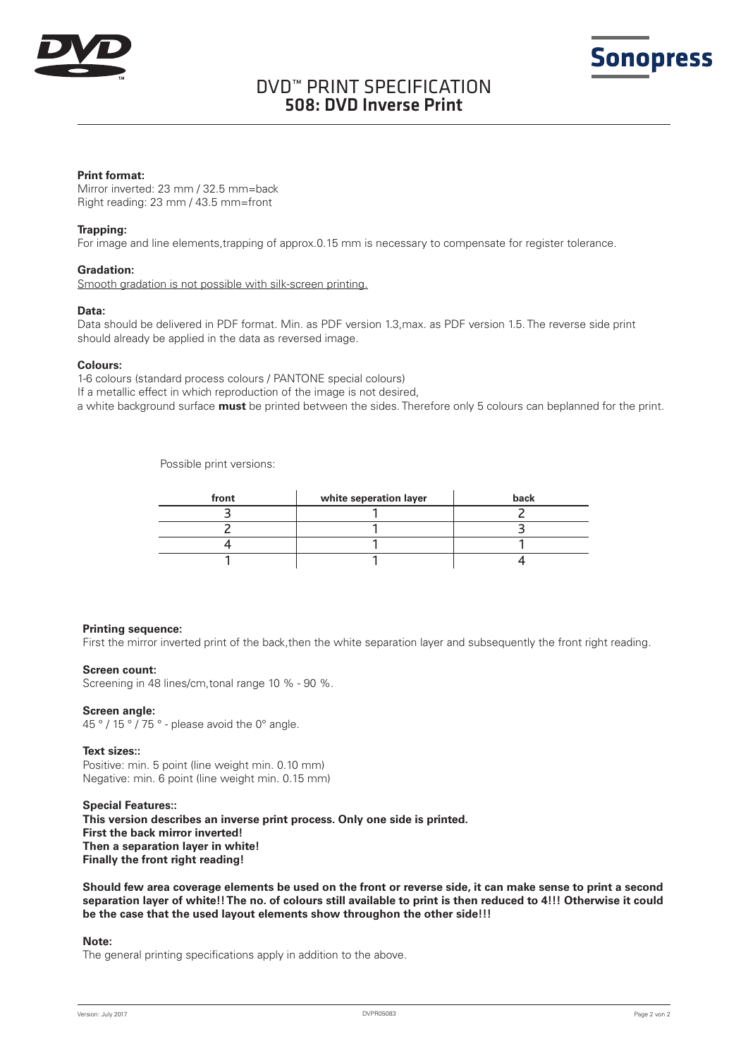# DVD™ PRINT SPECIFICATION
## 508: DVD Inverse Print

**Print format:**
Mirror inverted: 23 mm / 32.5 mm=back
Right reading: 23 mm / 43.5 mm=front

**Trapping:**
For image and line elements,trapping of approx.0.15 mm is necessary to compensate for register tolerance.

**Gradation:**
Smooth gradation is not possible with silk-screen printing.

**Data:**
Data should be delivered in PDF format. Min. as PDF version 1.3,max. as PDF version 1.5. The reverse side print should already be applied in the data as reversed image.

**Colours:**
1-6 colours (standard process colours / PANTONE special colours)
If a metallic effect in which reproduction of the image is not desired,
a white background surface **must** be printed between the sides. Therefore only 5 colours can beplanned for the print.

Possible print versions:

| front | white seperation layer | back |
|---|---|---|
| 3 | 1 | 2 |
| 2 | 1 | 3 |
| 4 | 1 | 1 |
| 1 | 1 | 4 |

**Printing sequence:**
First the mirror inverted print of the back,then the white separation layer and subsequently the front right reading.

**Screen count:**
Screening in 48 lines/cm,tonal range 10 % - 90 %.

**Screen angle:**
45 ° / 15 ° / 75 ° - please avoid the 0° angle.

**Text sizes::**
Positive: min. 5 point (line weight min. 0.10 mm)
Negative: min. 6 point (line weight min. 0.15 mm)

**Special Features::**
**This version describes an inverse print process. Only one side is printed.**
**First the back mirror inverted!**
**Then a separation layer in white!**
**Finally the front right reading!**

**Should few area coverage elements be used on the front or reverse side, it can make sense to print a second separation layer of white!! The no. of colours still available to print is then reduced to 4!!! Otherwise it could be the case that the used layout elements show throughon the other side!!!**

**Note:**
The general printing specifications apply in addition to the above.

Version: July 2017 DVPR05083